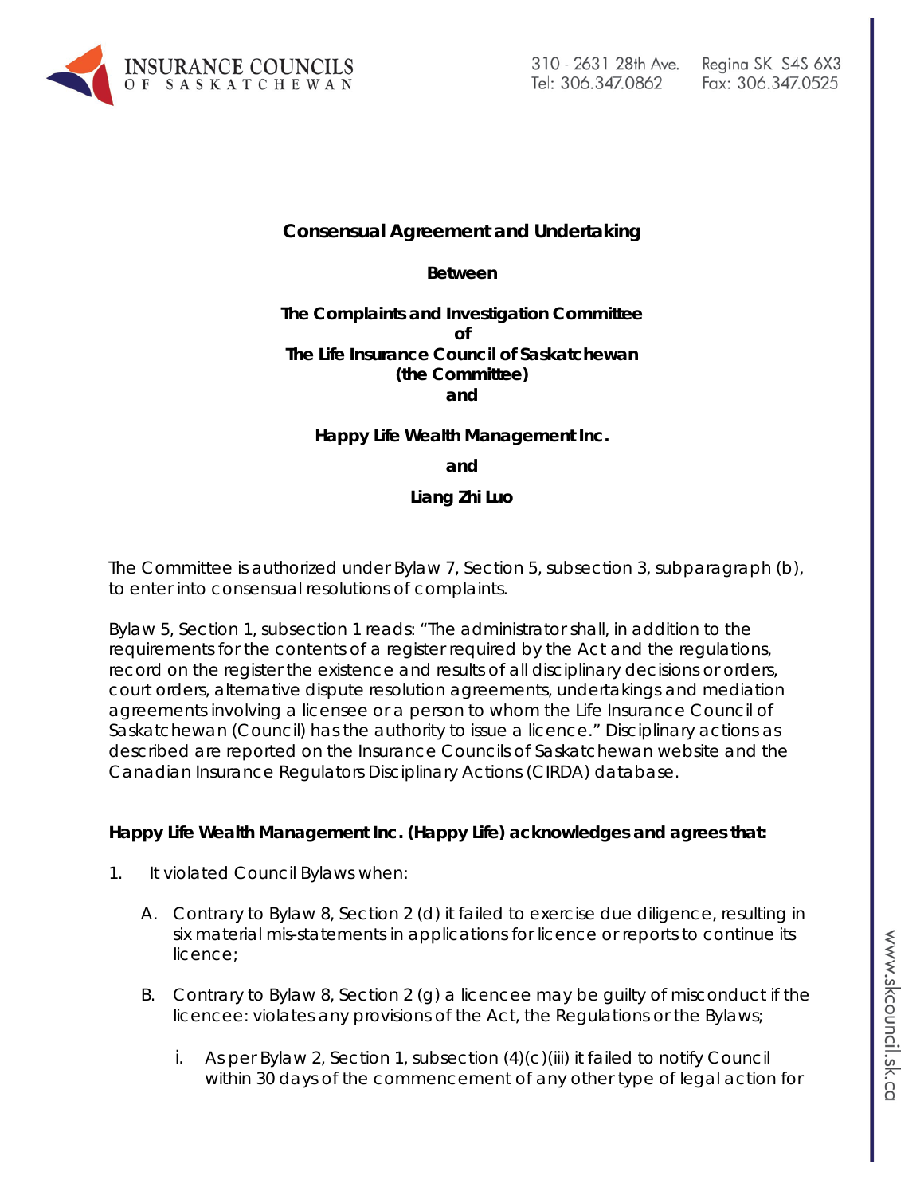## Consensual Agreement and Undertaking

**Between**

**The Complaints and Investigation Committee**
**of**
**The Life Insurance Council of Saskatchewan**
**(the Committee)**
**and**

**Happy Life Wealth Management Inc.**

**and**

**Liang Zhi Luo**

The Committee is authorized under Bylaw 7, Section 5, subsection 3, subparagraph (b), to enter into consensual resolutions of complaints.

Bylaw 5, Section 1, subsection 1 reads: "The administrator shall, in addition to the requirements for the contents of a register required by the Act and the regulations, record on the register the existence and results of all disciplinary decisions or orders, court orders, alternative dispute resolution agreements, undertakings and mediation agreements involving a licensee or a person to whom the Life Insurance Council of Saskatchewan (Council) has the authority to issue a licence." Disciplinary actions as described are reported on the Insurance Councils of Saskatchewan website and the Canadian Insurance Regulators Disciplinary Actions (CIRDA) database.

**Happy Life Wealth Management Inc. (Happy Life) acknowledges and agrees that:**

1. It violated Council Bylaws when:

   A. Contrary to Bylaw 8, Section 2 (d) it failed to exercise due diligence, resulting in six material mis-statements in applications for licence or reports to continue its licence;

   B. Contrary to Bylaw 8, Section 2 (g) a licencee may be guilty of misconduct if the licencee: violates any provisions of the Act, the Regulations or the Bylaws;

      i. As per Bylaw 2, Section 1, subsection (4)(c)(iii) it failed to notify Council within 30 days of the commencement of any other type of legal action for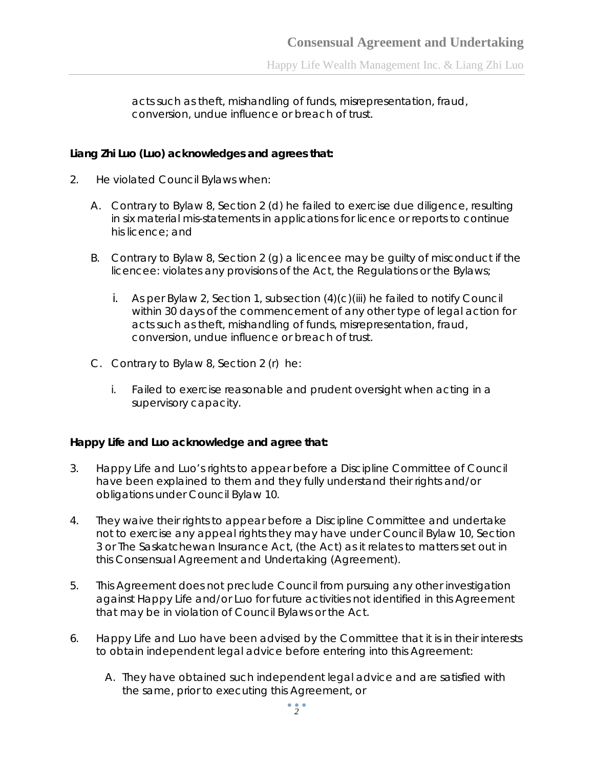acts such as theft, mishandling of funds, misrepresentation, fraud, conversion, undue influence or breach of trust.

**Liang Zhi Luo (Luo) acknowledges and agrees that:**

2. He violated Council Bylaws when:

   A. Contrary to Bylaw 8, Section 2 (d) he failed to exercise due diligence, resulting in six material mis-statements in applications for licence or reports to continue his licence; and

   B. Contrary to Bylaw 8, Section 2 (g) a licencee may be guilty of misconduct if the licencee: violates any provisions of the Act, the Regulations or the Bylaws;

      i. As per Bylaw 2, Section 1, subsection (4)(c)(iii) he failed to notify Council within 30 days of the commencement of any other type of legal action for acts such as theft, mishandling of funds, misrepresentation, fraud, conversion, undue influence or breach of trust.

   C. Contrary to Bylaw 8, Section 2 (r) he:

      i. Failed to exercise reasonable and prudent oversight when acting in a supervisory capacity.

**Happy Life and Luo acknowledge and agree that:**

3. Happy Life and Luo's rights to appear before a Discipline Committee of Council have been explained to them and they fully understand their rights and/or obligations under Council Bylaw 10.

4. They waive their rights to appear before a Discipline Committee and undertake not to exercise any appeal rights they may have under Council Bylaw 10, Section 3 or The Saskatchewan Insurance Act, (the Act) as it relates to matters set out in this Consensual Agreement and Undertaking (Agreement).

5. This Agreement does not preclude Council from pursuing any other investigation against Happy Life and/or Luo for future activities not identified in this Agreement that may be in violation of Council Bylaws or the Act.

6. Happy Life and Luo have been advised by the Committee that it is in their interests to obtain independent legal advice before entering into this Agreement:

   A. They have obtained such independent legal advice and are satisfied with the same, prior to executing this Agreement, or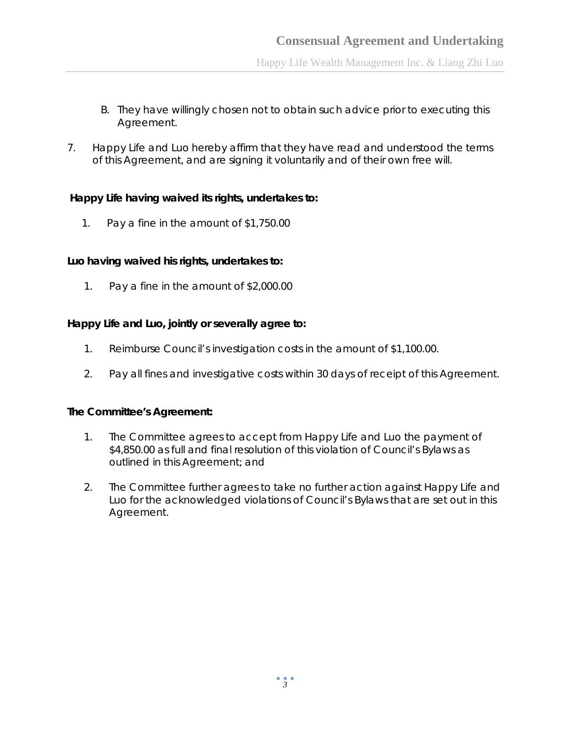B. They have willingly chosen not to obtain such advice prior to executing this Agreement.

7. Happy Life and Luo hereby affirm that they have read and understood the terms of this Agreement, and are signing it voluntarily and of their own free will.

**Happy Life having waived its rights, undertakes to:**

1. Pay a fine in the amount of $1,750.00

**Luo having waived his rights, undertakes to:**

1. Pay a fine in the amount of $2,000.00

**Happy Life and Luo, jointly or severally agree to:**

1. Reimburse Council's investigation costs in the amount of $1,100.00.
2. Pay all fines and investigative costs within 30 days of receipt of this Agreement.

**The Committee's Agreement:**

1. The Committee agrees to accept from Happy Life and Luo the payment of $4,850.00 as full and final resolution of this violation of Council's Bylaws as outlined in this Agreement; and
2. The Committee further agrees to take no further action against Happy Life and Luo for the acknowledged violations of Council's Bylaws that are set out in this Agreement.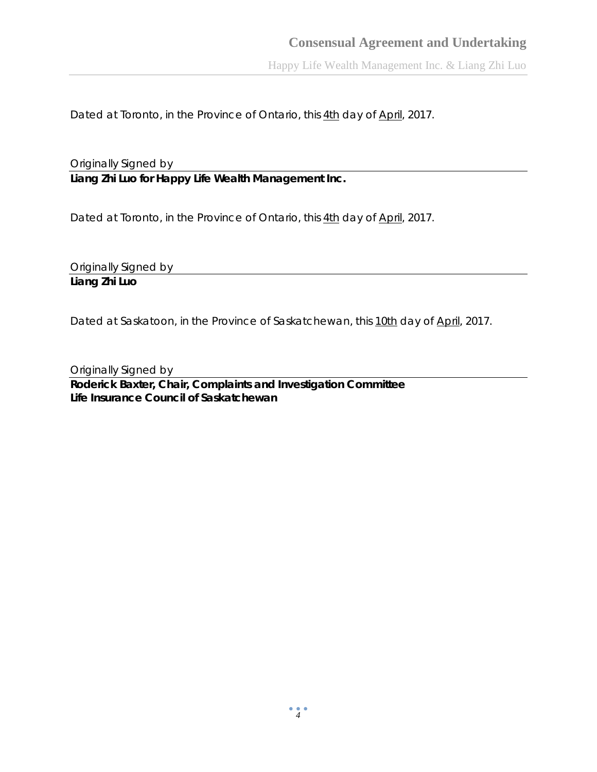Dated at Toronto, in the Province of Ontario, this 4th day of April, 2017.

Originally Signed by

---

**Liang Zhi Luo for Happy Life Wealth Management Inc.**

Dated at Toronto, in the Province of Ontario, this 4th day of April, 2017.

Originally Signed by

---

**Liang Zhi Luo**

Dated at Saskatoon, in the Province of Saskatchewan, this 10th day of April, 2017.

Originally Signed by

---

**Roderick Baxter, Chair, Complaints and Investigation Committee**
**Life Insurance Council of Saskatchewan**